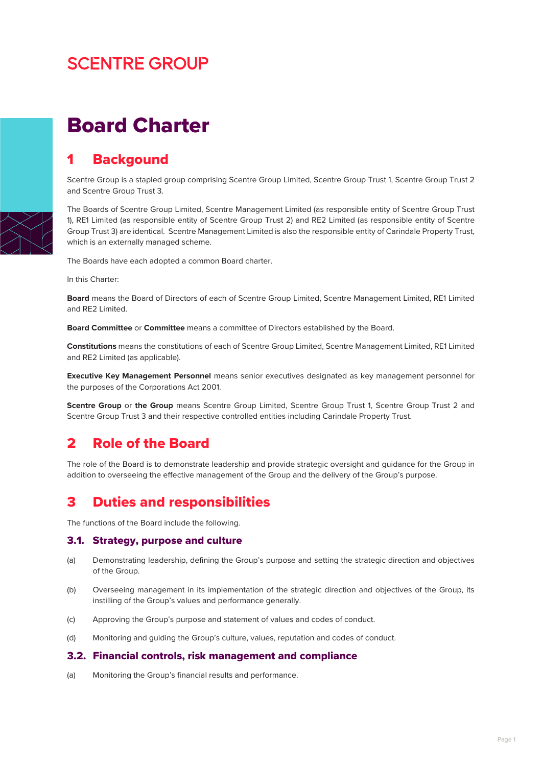SCENTRE GROUP

# Board Charter

## 1 Backgound

Scentre Group is a stapled group comprising Scentre Group Limited, Scentre Group Trust 1, Scentre Group Trust 2 and Scentre Group Trust 3.

The Boards of Scentre Group Limited, Scentre Management Limited (as responsible entity of Scentre Group Trust 1), RE1 Limited (as responsible entity of Scentre Group Trust 2) and RE2 Limited (as responsible entity of Scentre Group Trust 3) are identical. Scentre Management Limited is also the responsible entity of Carindale Property Trust, which is an externally managed scheme.

The Boards have each adopted a common Board charter.

In this Charter:

**Board** means the Board of Directors of each of Scentre Group Limited, Scentre Management Limited, RE1 Limited and RE2 Limited.

**Board Committee** or **Committee** means a committee of Directors established by the Board.

**Constitutions** means the constitutions of each of Scentre Group Limited, Scentre Management Limited, RE1 Limited and RE2 Limited (as applicable).

**Executive Key Management Personnel** means senior executives designated as key management personnel for the purposes of the Corporations Act 2001.

**Scentre Group** or **the Group** means Scentre Group Limited, Scentre Group Trust 1, Scentre Group Trust 2 and Scentre Group Trust 3 and their respective controlled entities including Carindale Property Trust.

## 2 Role of the Board

The role of the Board is to demonstrate leadership and provide strategic oversight and guidance for the Group in addition to overseeing the effective management of the Group and the delivery of the Group's purpose.

## 3 Duties and responsibilities

The functions of the Board include the following.

### 3.1. Strategy, purpose and culture

(a) Demonstrating leadership, defining the Group's purpose and setting the strategic direction and objectives of the Group.

(b) Overseeing management in its implementation of the strategic direction and objectives of the Group, its instilling of the Group's values and performance generally.

(c) Approving the Group's purpose and statement of values and codes of conduct.

(d) Monitoring and guiding the Group's culture, values, reputation and codes of conduct.

### 3.2. Financial controls, risk management and compliance

(a) Monitoring the Group's financial results and performance.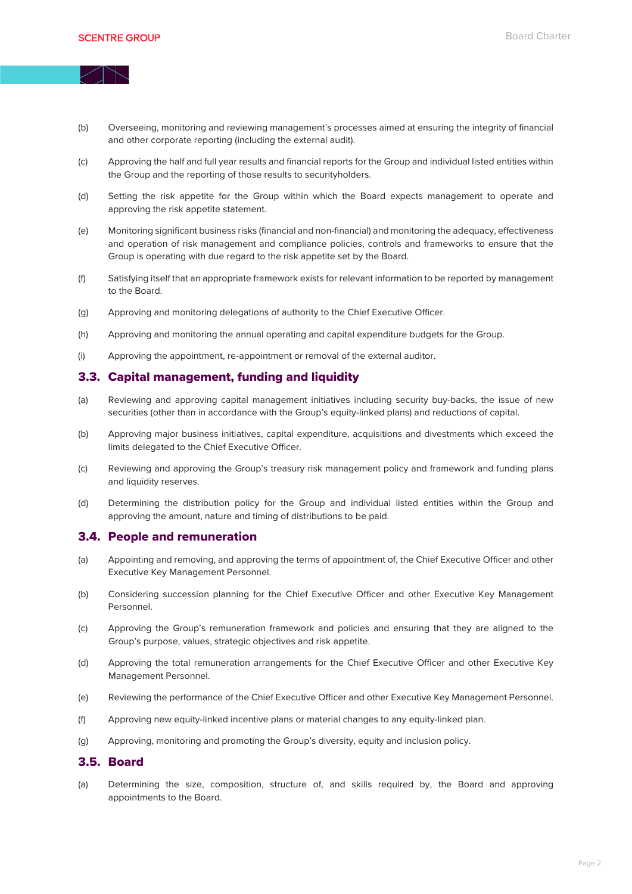(b) Overseeing, monitoring and reviewing management's processes aimed at ensuring the integrity of financial and other corporate reporting (including the external audit).

(c) Approving the half and full year results and financial reports for the Group and individual listed entities within the Group and the reporting of those results to securityholders.

(d) Setting the risk appetite for the Group within which the Board expects management to operate and approving the risk appetite statement.

(e) Monitoring significant business risks (financial and non-financial) and monitoring the adequacy, effectiveness and operation of risk management and compliance policies, controls and frameworks to ensure that the Group is operating with due regard to the risk appetite set by the Board.

(f) Satisfying itself that an appropriate framework exists for relevant information to be reported by management to the Board.

(g) Approving and monitoring delegations of authority to the Chief Executive Officer.

(h) Approving and monitoring the annual operating and capital expenditure budgets for the Group.

(i) Approving the appointment, re-appointment or removal of the external auditor.

## 3.3. Capital management, funding and liquidity

(a) Reviewing and approving capital management initiatives including security buy-backs, the issue of new securities (other than in accordance with the Group's equity-linked plans) and reductions of capital.

(b) Approving major business initiatives, capital expenditure, acquisitions and divestments which exceed the limits delegated to the Chief Executive Officer.

(c) Reviewing and approving the Group's treasury risk management policy and framework and funding plans and liquidity reserves.

(d) Determining the distribution policy for the Group and individual listed entities within the Group and approving the amount, nature and timing of distributions to be paid.

## 3.4. People and remuneration

(a) Appointing and removing, and approving the terms of appointment of, the Chief Executive Officer and other Executive Key Management Personnel.

(b) Considering succession planning for the Chief Executive Officer and other Executive Key Management Personnel.

(c) Approving the Group's remuneration framework and policies and ensuring that they are aligned to the Group's purpose, values, strategic objectives and risk appetite.

(d) Approving the total remuneration arrangements for the Chief Executive Officer and other Executive Key Management Personnel.

(e) Reviewing the performance of the Chief Executive Officer and other Executive Key Management Personnel.

(f) Approving new equity-linked incentive plans or material changes to any equity-linked plan.

(g) Approving, monitoring and promoting the Group's diversity, equity and inclusion policy.

## 3.5. Board

(a) Determining the size, composition, structure of, and skills required by, the Board and approving appointments to the Board.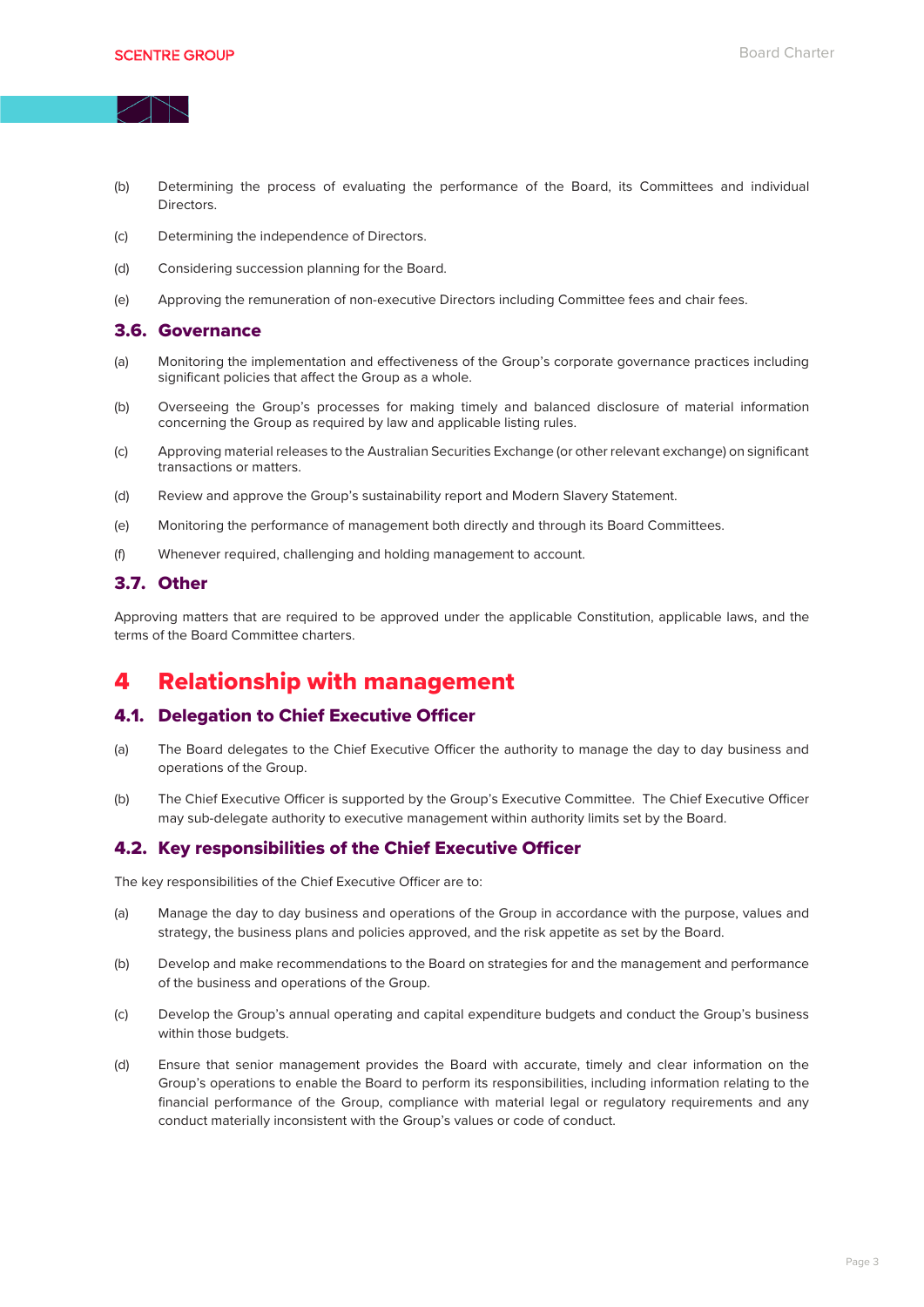(b) Determining the process of evaluating the performance of the Board, its Committees and individual Directors.

(c) Determining the independence of Directors.

(d) Considering succession planning for the Board.

(e) Approving the remuneration of non-executive Directors including Committee fees and chair fees.

### 3.6. Governance

(a) Monitoring the implementation and effectiveness of the Group's corporate governance practices including significant policies that affect the Group as a whole.

(b) Overseeing the Group's processes for making timely and balanced disclosure of material information concerning the Group as required by law and applicable listing rules.

(c) Approving material releases to the Australian Securities Exchange (or other relevant exchange) on significant transactions or matters.

(d) Review and approve the Group's sustainability report and Modern Slavery Statement.

(e) Monitoring the performance of management both directly and through its Board Committees.

(f) Whenever required, challenging and holding management to account.

### 3.7. Other

Approving matters that are required to be approved under the applicable Constitution, applicable laws, and the terms of the Board Committee charters.

## 4 Relationship with management

### 4.1. Delegation to Chief Executive Officer

(a) The Board delegates to the Chief Executive Officer the authority to manage the day to day business and operations of the Group.

(b) The Chief Executive Officer is supported by the Group's Executive Committee. The Chief Executive Officer may sub-delegate authority to executive management within authority limits set by the Board.

### 4.2. Key responsibilities of the Chief Executive Officer

The key responsibilities of the Chief Executive Officer are to:

(a) Manage the day to day business and operations of the Group in accordance with the purpose, values and strategy, the business plans and policies approved, and the risk appetite as set by the Board.

(b) Develop and make recommendations to the Board on strategies for and the management and performance of the business and operations of the Group.

(c) Develop the Group's annual operating and capital expenditure budgets and conduct the Group's business within those budgets.

(d) Ensure that senior management provides the Board with accurate, timely and clear information on the Group's operations to enable the Board to perform its responsibilities, including information relating to the financial performance of the Group, compliance with material legal or regulatory requirements and any conduct materially inconsistent with the Group's values or code of conduct.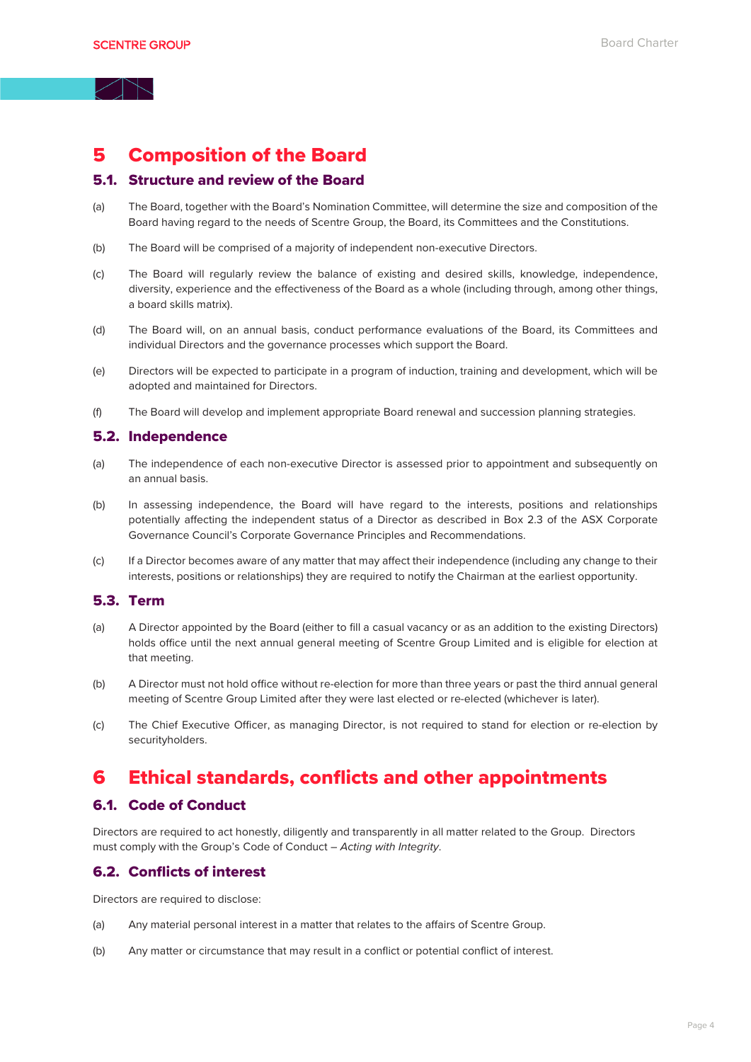# 5 Composition of the Board

## 5.1. Structure and review of the Board

(a) The Board, together with the Board's Nomination Committee, will determine the size and composition of the Board having regard to the needs of Scentre Group, the Board, its Committees and the Constitutions.

(b) The Board will be comprised of a majority of independent non-executive Directors.

(c) The Board will regularly review the balance of existing and desired skills, knowledge, independence, diversity, experience and the effectiveness of the Board as a whole (including through, among other things, a board skills matrix).

(d) The Board will, on an annual basis, conduct performance evaluations of the Board, its Committees and individual Directors and the governance processes which support the Board.

(e) Directors will be expected to participate in a program of induction, training and development, which will be adopted and maintained for Directors.

(f) The Board will develop and implement appropriate Board renewal and succession planning strategies.

## 5.2. Independence

(a) The independence of each non-executive Director is assessed prior to appointment and subsequently on an annual basis.

(b) In assessing independence, the Board will have regard to the interests, positions and relationships potentially affecting the independent status of a Director as described in Box 2.3 of the ASX Corporate Governance Council's Corporate Governance Principles and Recommendations.

(c) If a Director becomes aware of any matter that may affect their independence (including any change to their interests, positions or relationships) they are required to notify the Chairman at the earliest opportunity.

## 5.3. Term

(a) A Director appointed by the Board (either to fill a casual vacancy or as an addition to the existing Directors) holds office until the next annual general meeting of Scentre Group Limited and is eligible for election at that meeting.

(b) A Director must not hold office without re-election for more than three years or past the third annual general meeting of Scentre Group Limited after they were last elected or re-elected (whichever is later).

(c) The Chief Executive Officer, as managing Director, is not required to stand for election or re-election by securityholders.

# 6 Ethical standards, conflicts and other appointments

## 6.1. Code of Conduct

Directors are required to act honestly, diligently and transparently in all matter related to the Group. Directors must comply with the Group's Code of Conduct – *Acting with Integrity*.

## 6.2. Conflicts of interest

Directors are required to disclose:

(a) Any material personal interest in a matter that relates to the affairs of Scentre Group.

(b) Any matter or circumstance that may result in a conflict or potential conflict of interest.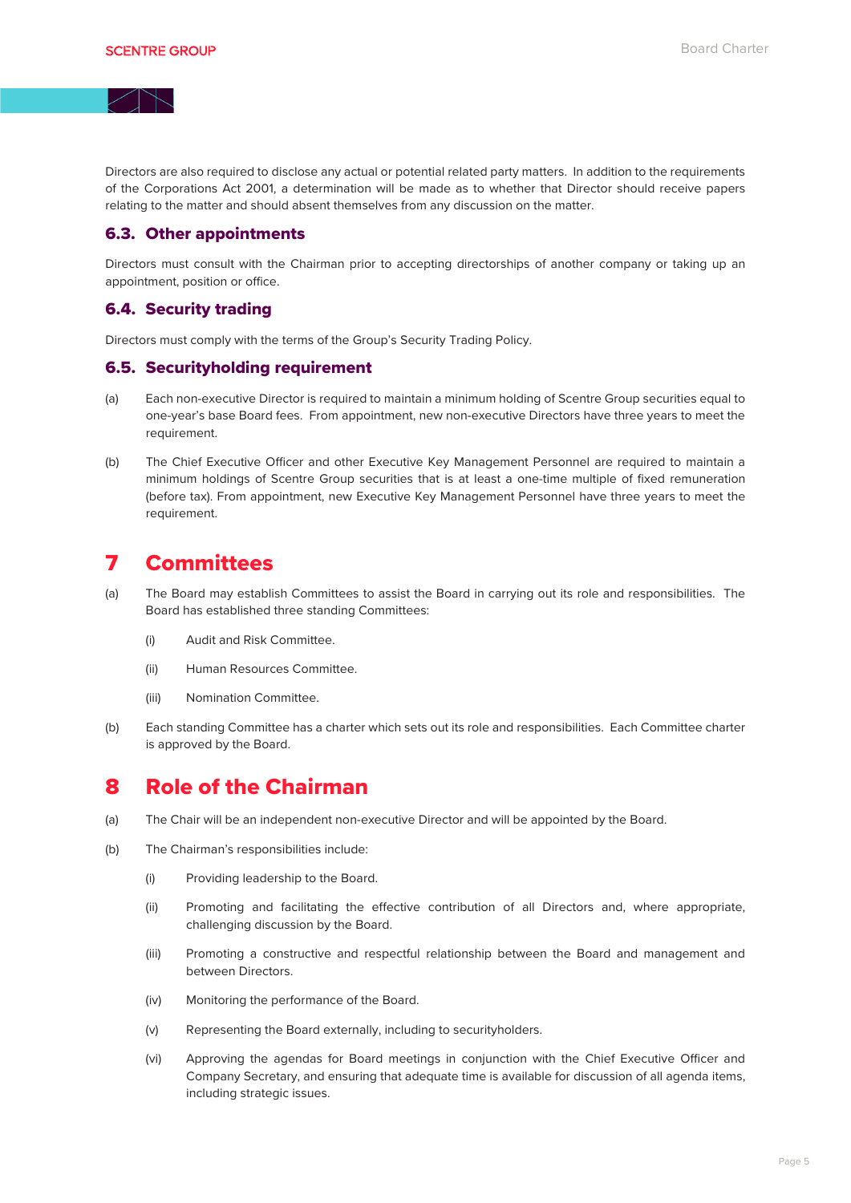Directors are also required to disclose any actual or potential related party matters. In addition to the requirements of the Corporations Act 2001, a determination will be made as to whether that Director should receive papers relating to the matter and should absent themselves from any discussion on the matter.

### 6.3. Other appointments

Directors must consult with the Chairman prior to accepting directorships of another company or taking up an appointment, position or office.

### 6.4. Security trading

Directors must comply with the terms of the Group's Security Trading Policy.

### 6.5. Securityholding requirement

(a) Each non-executive Director is required to maintain a minimum holding of Scentre Group securities equal to one-year's base Board fees. From appointment, new non-executive Directors have three years to meet the requirement.

(b) The Chief Executive Officer and other Executive Key Management Personnel are required to maintain a minimum holdings of Scentre Group securities that is at least a one-time multiple of fixed remuneration (before tax). From appointment, new Executive Key Management Personnel have three years to meet the requirement.

## 7 Committees

(a) The Board may establish Committees to assist the Board in carrying out its role and responsibilities. The Board has established three standing Committees:

   (i) Audit and Risk Committee.

   (ii) Human Resources Committee.

   (iii) Nomination Committee.

(b) Each standing Committee has a charter which sets out its role and responsibilities. Each Committee charter is approved by the Board.

## 8 Role of the Chairman

(a) The Chair will be an independent non-executive Director and will be appointed by the Board.

(b) The Chairman's responsibilities include:

   (i) Providing leadership to the Board.

   (ii) Promoting and facilitating the effective contribution of all Directors and, where appropriate, challenging discussion by the Board.

   (iii) Promoting a constructive and respectful relationship between the Board and management and between Directors.

   (iv) Monitoring the performance of the Board.

   (v) Representing the Board externally, including to securityholders.

   (vi) Approving the agendas for Board meetings in conjunction with the Chief Executive Officer and Company Secretary, and ensuring that adequate time is available for discussion of all agenda items, including strategic issues.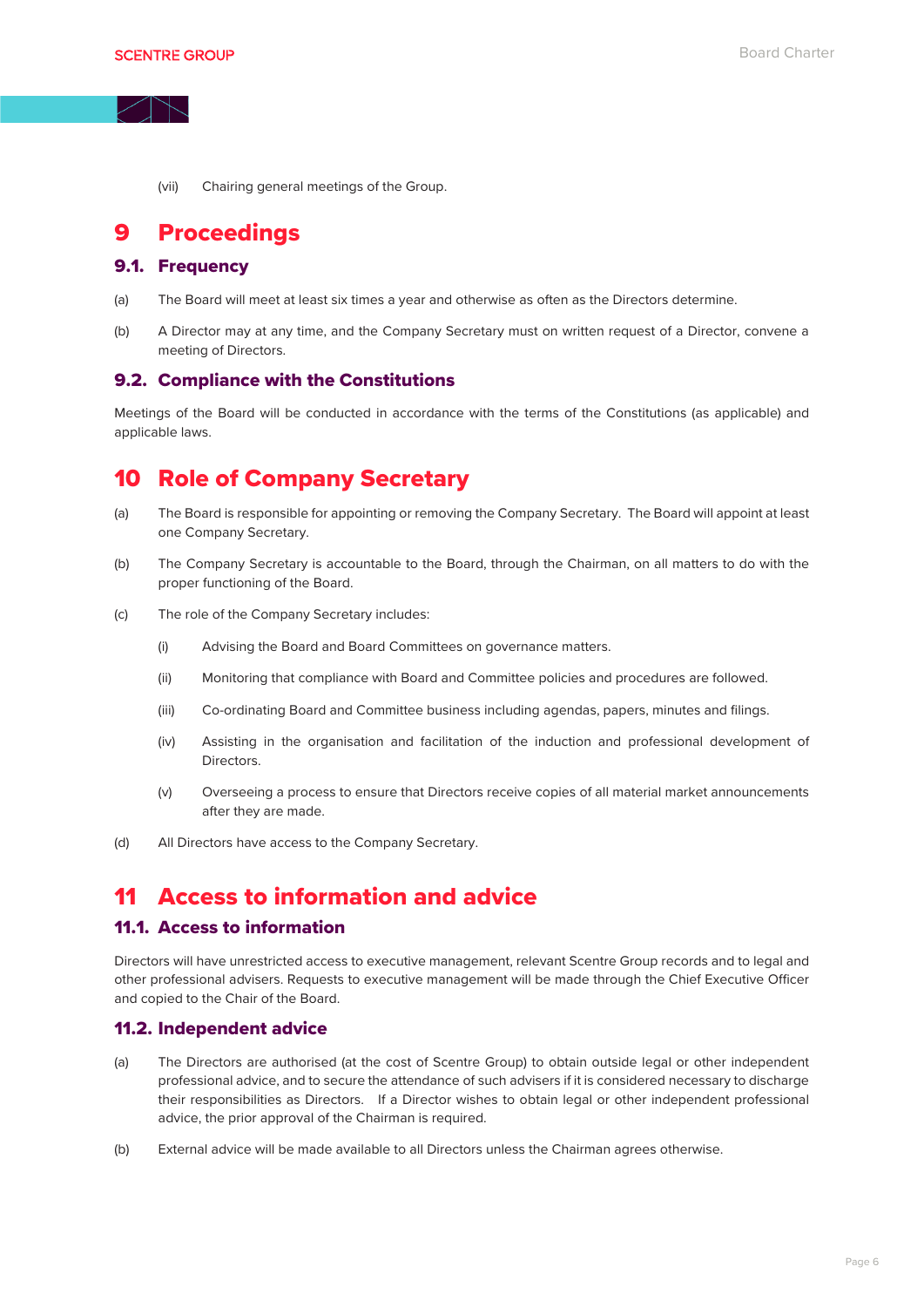(vii) Chairing general meetings of the Group.

# 9 Proceedings

## 9.1. Frequency

(a) The Board will meet at least six times a year and otherwise as often as the Directors determine.

(b) A Director may at any time, and the Company Secretary must on written request of a Director, convene a meeting of Directors.

## 9.2. Compliance with the Constitutions

Meetings of the Board will be conducted in accordance with the terms of the Constitutions (as applicable) and applicable laws.

# 10 Role of Company Secretary

(a) The Board is responsible for appointing or removing the Company Secretary. The Board will appoint at least one Company Secretary.

(b) The Company Secretary is accountable to the Board, through the Chairman, on all matters to do with the proper functioning of the Board.

(c) The role of the Company Secretary includes:

(i) Advising the Board and Board Committees on governance matters.

(ii) Monitoring that compliance with Board and Committee policies and procedures are followed.

(iii) Co-ordinating Board and Committee business including agendas, papers, minutes and filings.

(iv) Assisting in the organisation and facilitation of the induction and professional development of Directors.

(v) Overseeing a process to ensure that Directors receive copies of all material market announcements after they are made.

(d) All Directors have access to the Company Secretary.

# 11 Access to information and advice

## 11.1. Access to information

Directors will have unrestricted access to executive management, relevant Scentre Group records and to legal and other professional advisers. Requests to executive management will be made through the Chief Executive Officer and copied to the Chair of the Board.

## 11.2. Independent advice

(a) The Directors are authorised (at the cost of Scentre Group) to obtain outside legal or other independent professional advice, and to secure the attendance of such advisers if it is considered necessary to discharge their responsibilities as Directors. If a Director wishes to obtain legal or other independent professional advice, the prior approval of the Chairman is required.

(b) External advice will be made available to all Directors unless the Chairman agrees otherwise.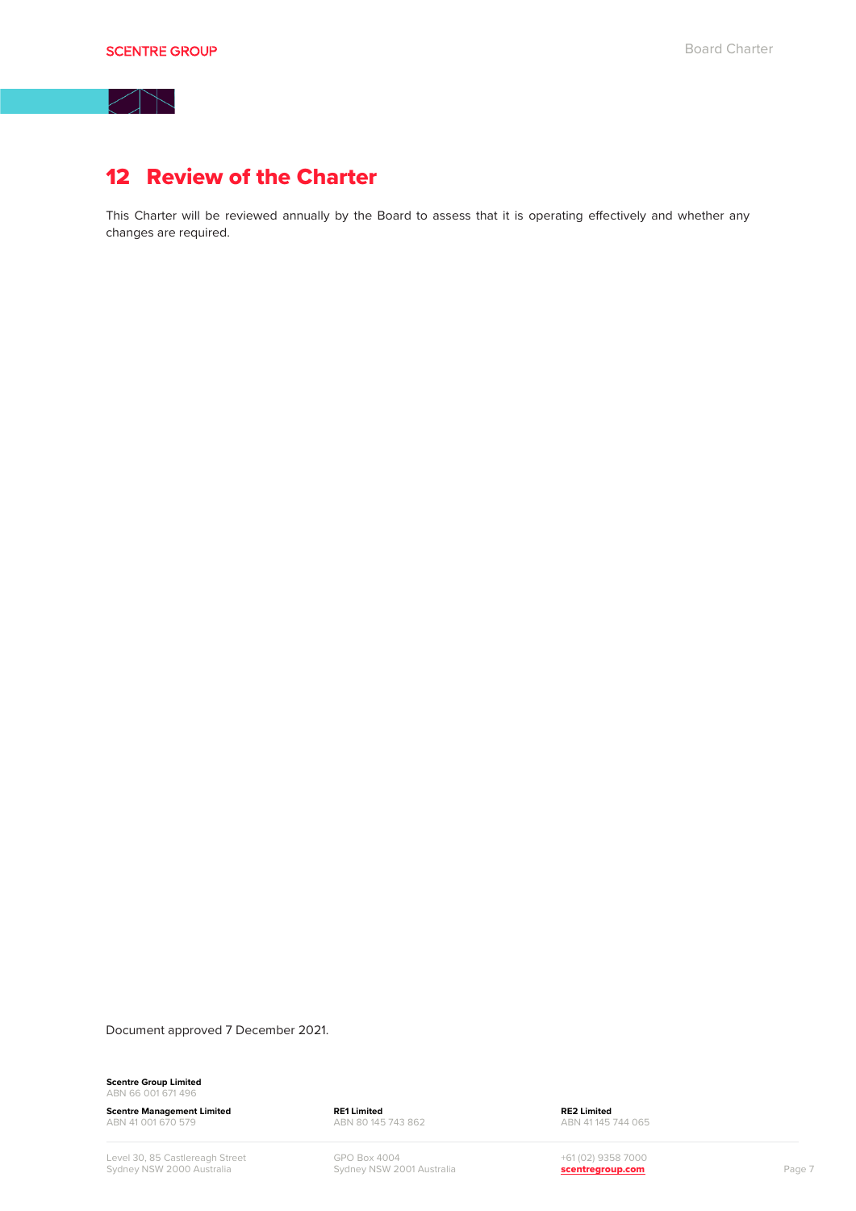## 12 Review of the Charter

This Charter will be reviewed annually by the Board to assess that it is operating effectively and whether any changes are required.

Document approved 7 December 2021.

**Scentre Group Limited**
ABN 66 001 671 496

**Scentre Management Limited**
ABN 41 001 670 579

**RE1 Limited**
ABN 80 145 743 862

**RE2 Limited**
ABN 41 145 744 065

Level 30, 85 Castlereagh Street
Sydney NSW 2000 Australia

GPO Box 4004
Sydney NSW 2001 Australia

+61 (02) 9358 7000
**scentregroup.com**